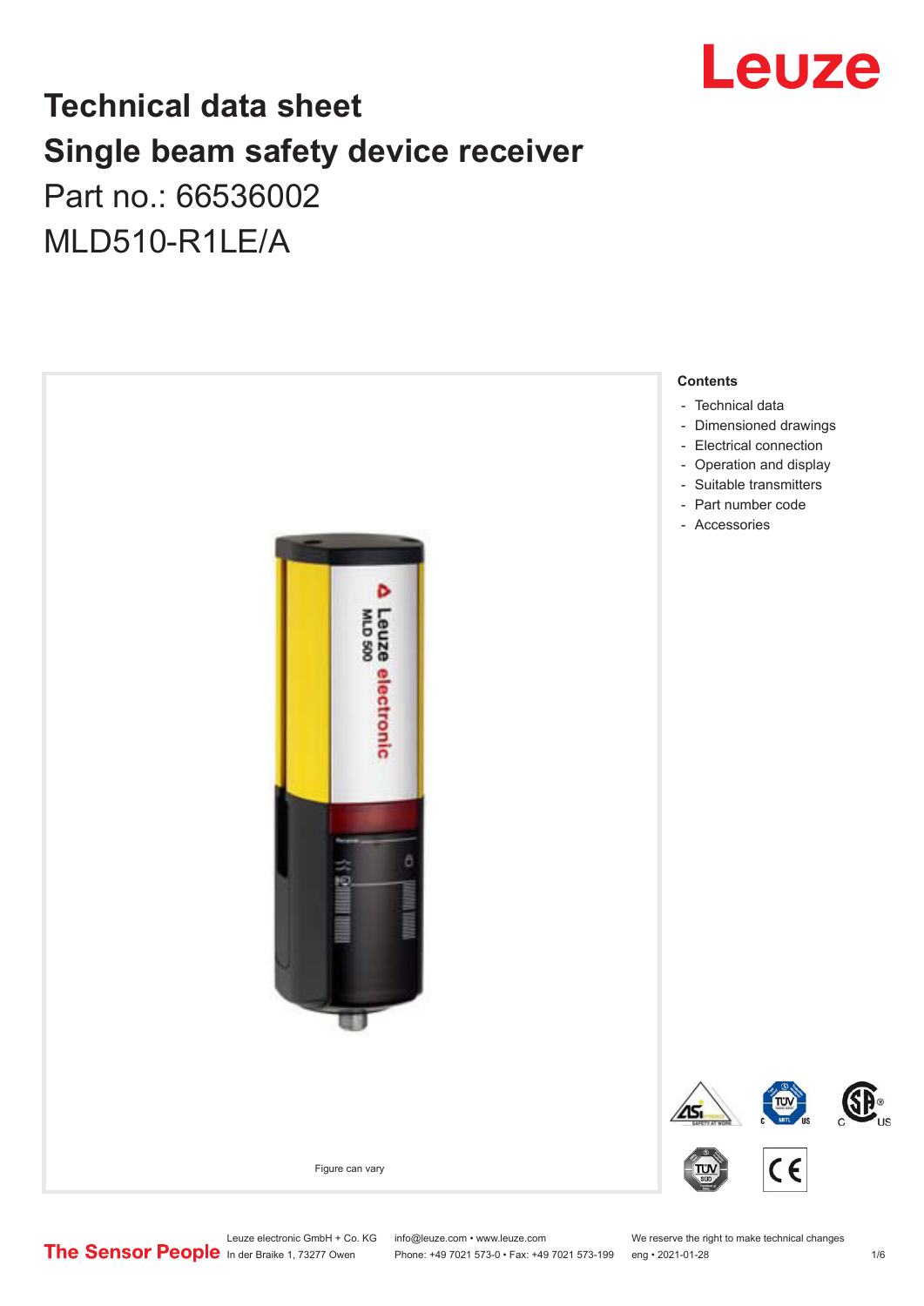# Technical data sheet

# Single beam safety device receiver

Part no.: 66536002

MLD510-R1LE/A

Figure can vary

**Contents**

- Technical data
- Dimensioned drawings
- Electrical connection
- Operation and display
- Suitable transmitters
- Part number code
- Accessories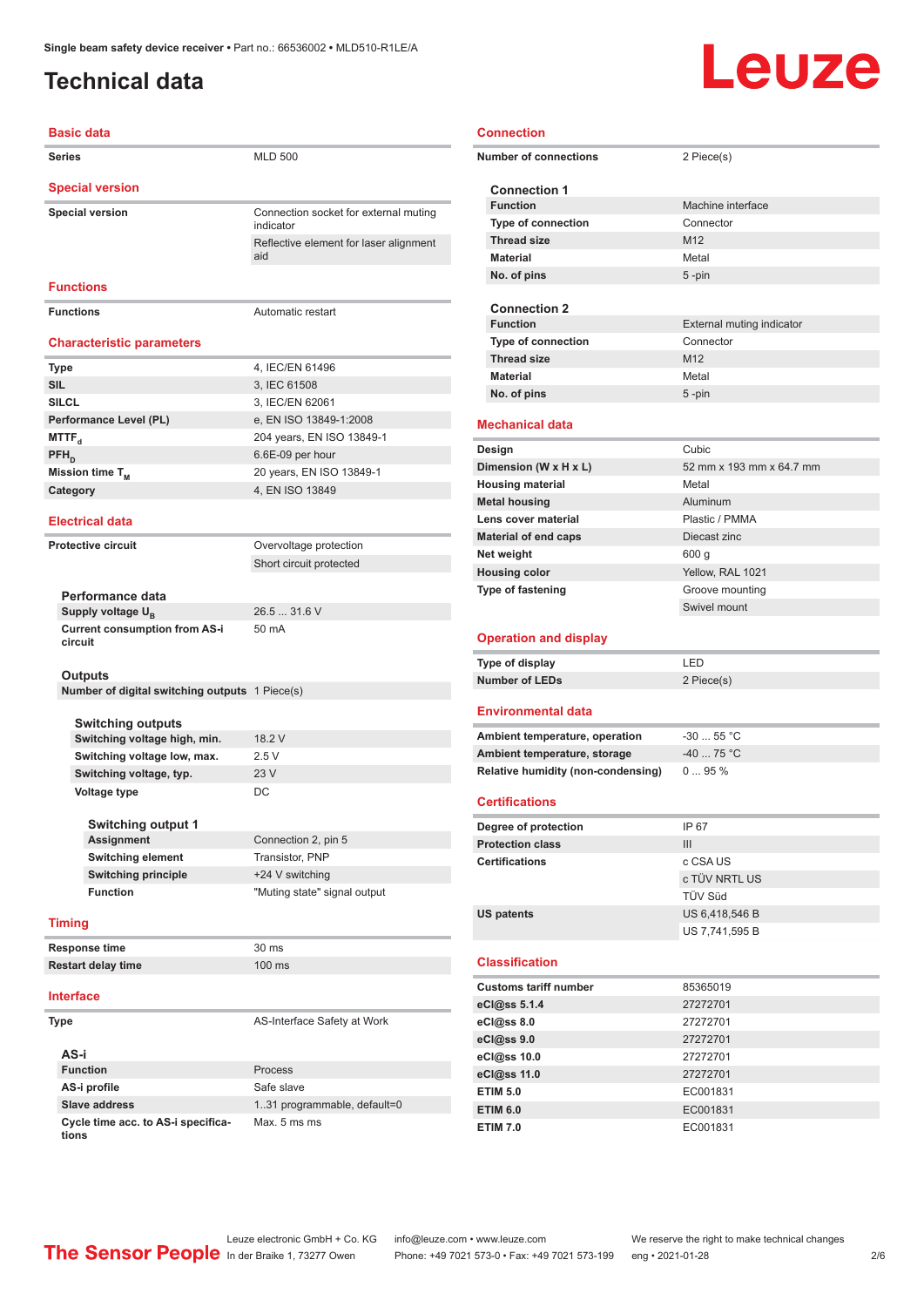Single beam safety device receiver • Part no.: 66536002 • MLD510-R1LE/A

# Technical data

## Basic data

| | |
|---|---|
| **Series** | MLD 500 |

## Special version

| | |
|---|---|
| **Special version** | Connection socket for external muting indicator |
| | Reflective element for laser alignment aid |

## Functions

| | |
|---|---|
| **Functions** | Automatic restart |

## Characteristic parameters

| | |
|---|---|
| **Type** | 4, IEC/EN 61496 |
| **SIL** | 3, IEC 61508 |
| **SILCL** | 3, IEC/EN 62061 |
| **Performance Level (PL)** | e, EN ISO 13849-1:2008 |
| **$MTTF_d$** | 204 years, EN ISO 13849-1 |
| **$PFH_D$** | 6.6E-09 per hour |
| **Mission time $T_M$** | 20 years, EN ISO 13849-1 |
| **Category** | 4, EN ISO 13849 |

## Electrical data

| | |
|---|---|
| **Protective circuit** | Overvoltage protection |
| | Short circuit protected |

### Performance data

| | |
|---|---|
| **Supply voltage $U_B$** | 26.5 ... 31.6 V |
| **Current consumption from AS-i circuit** | 50 mA |

### Outputs

| | |
|---|---|
| **Number of digital switching outputs** | 1 Piece(s) |

### Switching outputs

| | |
|---|---|
| **Switching voltage high, min.** | 18.2 V |
| **Switching voltage low, max.** | 2.5 V |
| **Switching voltage, typ.** | 23 V |
| **Voltage type** | DC |

### Switching output 1

| | |
|---|---|
| **Assignment** | Connection 2, pin 5 |
| **Switching element** | Transistor, PNP |
| **Switching principle** | +24 V switching |
| **Function** | "Muting state" signal output |

## Timing

| | |
|---|---|
| **Response time** | 30 ms |
| **Restart delay time** | 100 ms |

## Interface

| | |
|---|---|
| **Type** | AS-Interface Safety at Work |

### AS-i

| | |
|---|---|
| **Function** | Process |
| **AS-i profile** | Safe slave |
| **Slave address** | 1..31 programmable, default=0 |
| **Cycle time acc. to AS-i specifications** | Max. 5 ms ms |

## Connection

| | |
|---|---|
| **Number of connections** | 2 Piece(s) |

### Connection 1

| | |
|---|---|
| **Function** | Machine interface |
| **Type of connection** | Connector |
| **Thread size** | M12 |
| **Material** | Metal |
| **No. of pins** | 5 -pin |

### Connection 2

| | |
|---|---|
| **Function** | External muting indicator |
| **Type of connection** | Connector |
| **Thread size** | M12 |
| **Material** | Metal |
| **No. of pins** | 5 -pin |

## Mechanical data

| | |
|---|---|
| **Design** | Cubic |
| **Dimension (W x H x L)** | 52 mm x 193 mm x 64.7 mm |
| **Housing material** | Metal |
| **Metal housing** | Aluminum |
| **Lens cover material** | Plastic / PMMA |
| **Material of end caps** | Diecast zinc |
| **Net weight** | 600 g |
| **Housing color** | Yellow, RAL 1021 |
| **Type of fastening** | Groove mounting |
| | Swivel mount |

## Operation and display

| | |
|---|---|
| **Type of display** | LED |
| **Number of LEDs** | 2 Piece(s) |

## Environmental data

| | |
|---|---|
| **Ambient temperature, operation** | -30 ... 55 °C |
| **Ambient temperature, storage** | -40 ... 75 °C |
| **Relative humidity (non-condensing)** | 0 ... 95 % |

## Certifications

| | |
|---|---|
| **Degree of protection** | IP 67 |
| **Protection class** | III |
| **Certifications** | c CSA US |
| | c TÜV NRTL US |
| | TÜV Süd |
| **US patents** | US 6,418,546 B |
| | US 7,741,595 B |

## Classification

| | |
|---|---|
| **Customs tariff number** | 85365019 |
| **eCl@ss 5.1.4** | 27272701 |
| **eCl@ss 8.0** | 27272701 |
| **eCl@ss 9.0** | 27272701 |
| **eCl@ss 10.0** | 27272701 |
| **eCl@ss 11.0** | 27272701 |
| **ETIM 5.0** | EC001831 |
| **ETIM 6.0** | EC001831 |
| **ETIM 7.0** | EC001831 |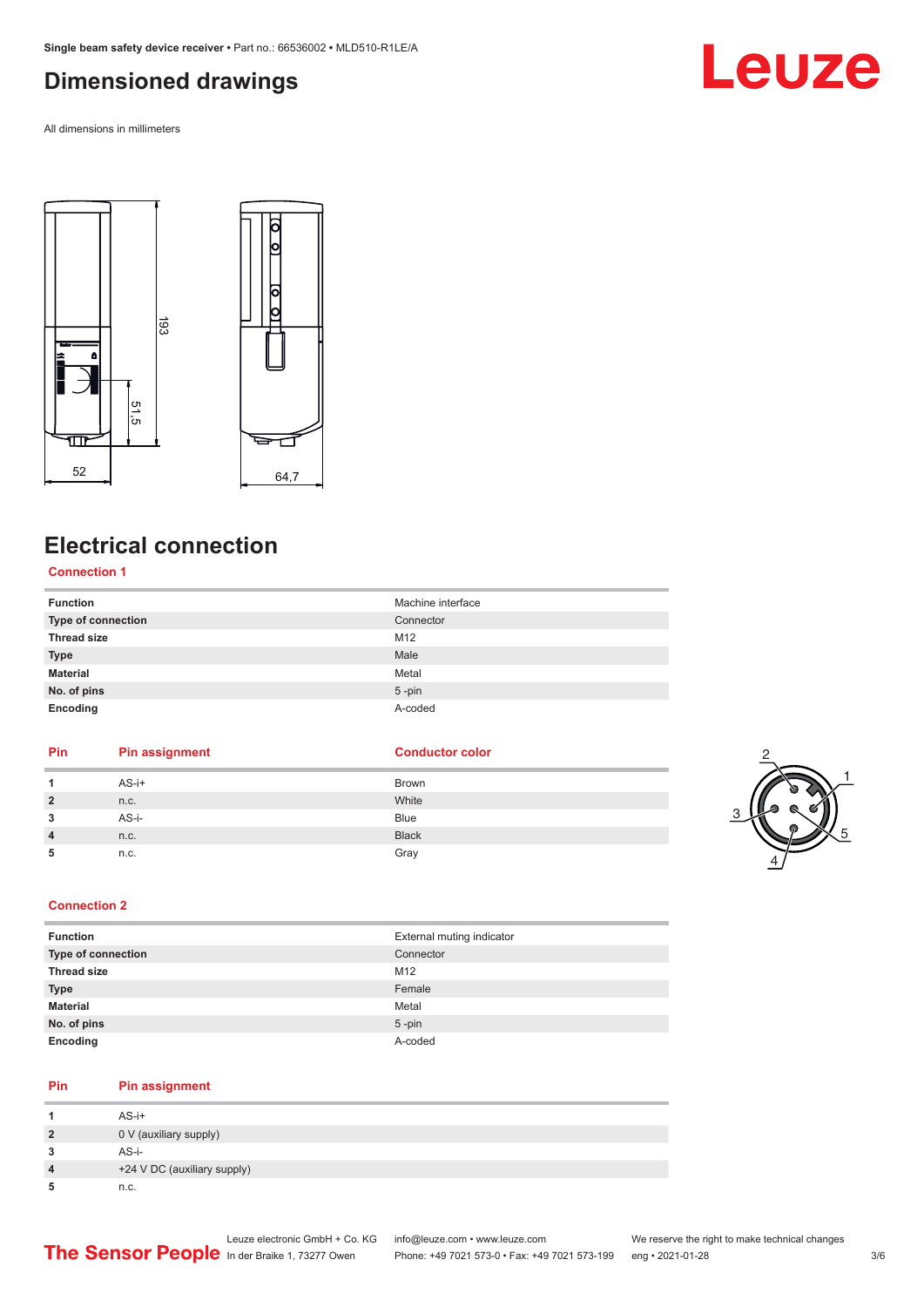# Dimensioned drawings

All dimensions in millimeters

# Electrical connection

## Connection 1

| Function | Machine interface |
|---|---|
| Type of connection | Connector |
| Thread size | M12 |
| Type | Male |
| Material | Metal |
| No. of pins | 5 -pin |
| Encoding | A-coded |

| Pin | Pin assignment | Conductor color |
|---|---|---|
| 1 | AS-i+ | Brown |
| 2 | n.c. | White |
| 3 | AS-i- | Blue |
| 4 | n.c. | Black |
| 5 | n.c. | Gray |

## Connection 2

| Function | External muting indicator |
|---|---|
| Type of connection | Connector |
| Thread size | M12 |
| Type | Female |
| Material | Metal |
| No. of pins | 5 -pin |
| Encoding | A-coded |

| Pin | Pin assignment |
|---|---|
| 1 | AS-i+ |
| 2 | 0 V (auxiliary supply) |
| 3 | AS-i- |
| 4 | +24 V DC (auxiliary supply) |
| 5 | n.c. |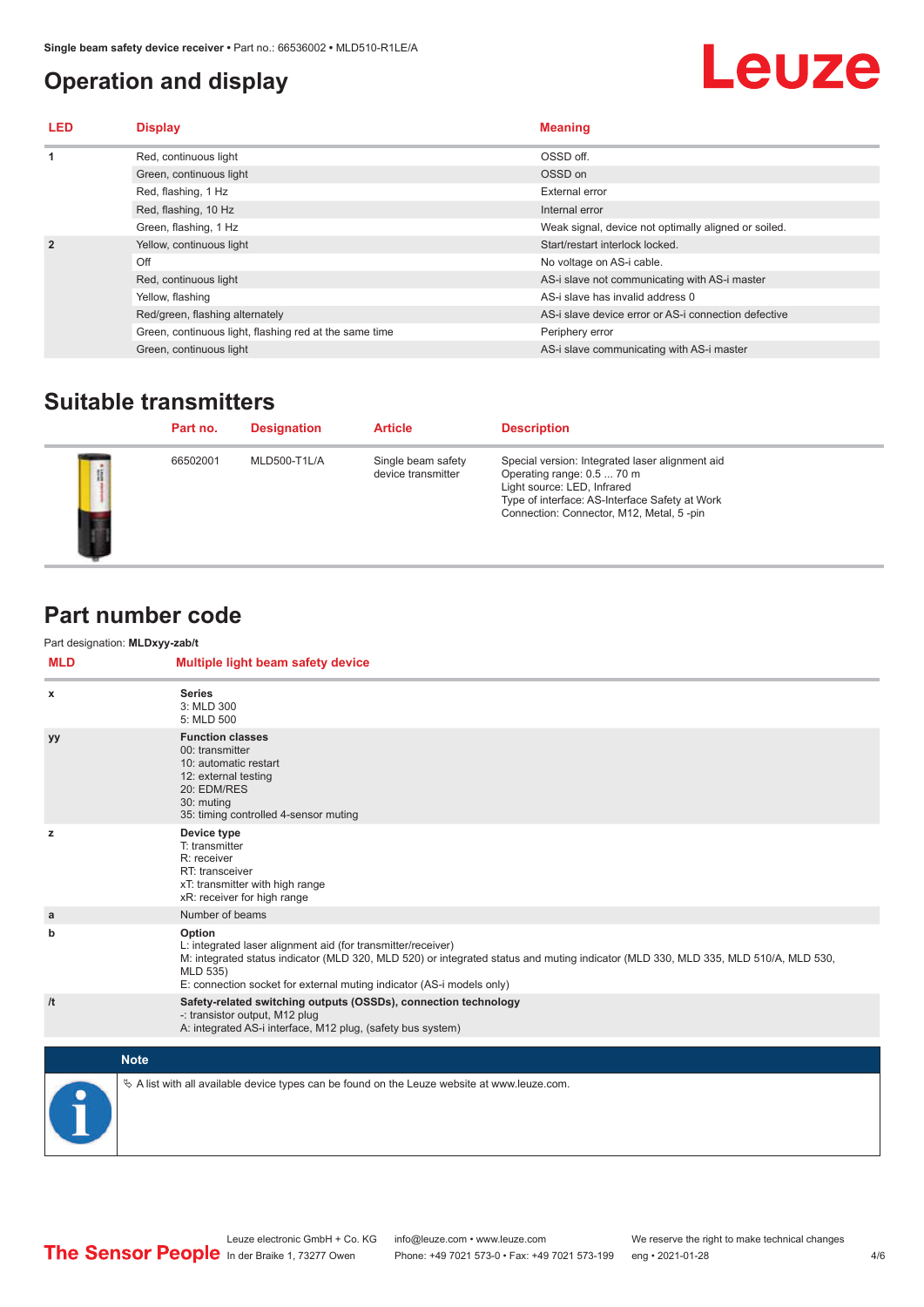## Operation and display

| LED | Display | Meaning |
|---|---|---|
| 1 | Red, continuous light | OSSD off. |
| | Green, continuous light | OSSD on |
| | Red, flashing, 1 Hz | External error |
| | Red, flashing, 10 Hz | Internal error |
| | Green, flashing, 1 Hz | Weak signal, device not optimally aligned or soiled. |
| 2 | Yellow, continuous light | Start/restart interlock locked. |
| | Off | No voltage on AS-i cable. |
| | Red, continuous light | AS-i slave not communicating with AS-i master |
| | Yellow, flashing | AS-i slave has invalid address 0 |
| | Red/green, flashing alternately | AS-i slave device error or AS-i connection defective |
| | Green, continuous light, flashing red at the same time | Periphery error |
| | Green, continuous light | AS-i slave communicating with AS-i master |

## Suitable transmitters

| | Part no. | Designation | Article | Description |
|---|---|---|---|---|
| | 66502001 | MLD500-T1L/A | Single beam safety device transmitter | Special version: Integrated laser alignment aid<br>Operating range: 0.5 ... 70 m<br>Light source: LED, Infrared<br>Type of interface: AS-Interface Safety at Work<br>Connection: Connector, M12, Metal, 5 -pin |

## Part number code

Part designation: **MLDxyy-zab/t**

| MLD | Multiple light beam safety device |
|---|---|
| x | **Series**<br>3: MLD 300<br>5: MLD 500 |
| yy | **Function classes**<br>00: transmitter<br>10: automatic restart<br>12: external testing<br>20: EDM/RES<br>30: muting<br>35: timing controlled 4-sensor muting |
| z | **Device type**<br>T: transmitter<br>R: receiver<br>RT: transceiver<br>xT: transmitter with high range<br>xR: receiver for high range |
| a | Number of beams |
| b | **Option**<br>L: integrated laser alignment aid (for transmitter/receiver)<br>M: integrated status indicator (MLD 320, MLD 520) or integrated status and muting indicator (MLD 330, MLD 335, MLD 510/A, MLD 530, MLD 535)<br>E: connection socket for external muting indicator (AS-i models only) |
| /t | **Safety-related switching outputs (OSSDs), connection technology**<br>-: transistor output, M12 plug<br>A: integrated AS-i interface, M12 plug, (safety bus system) |

**Note**

↳ A list with all available device types can be found on the Leuze website at www.leuze.com.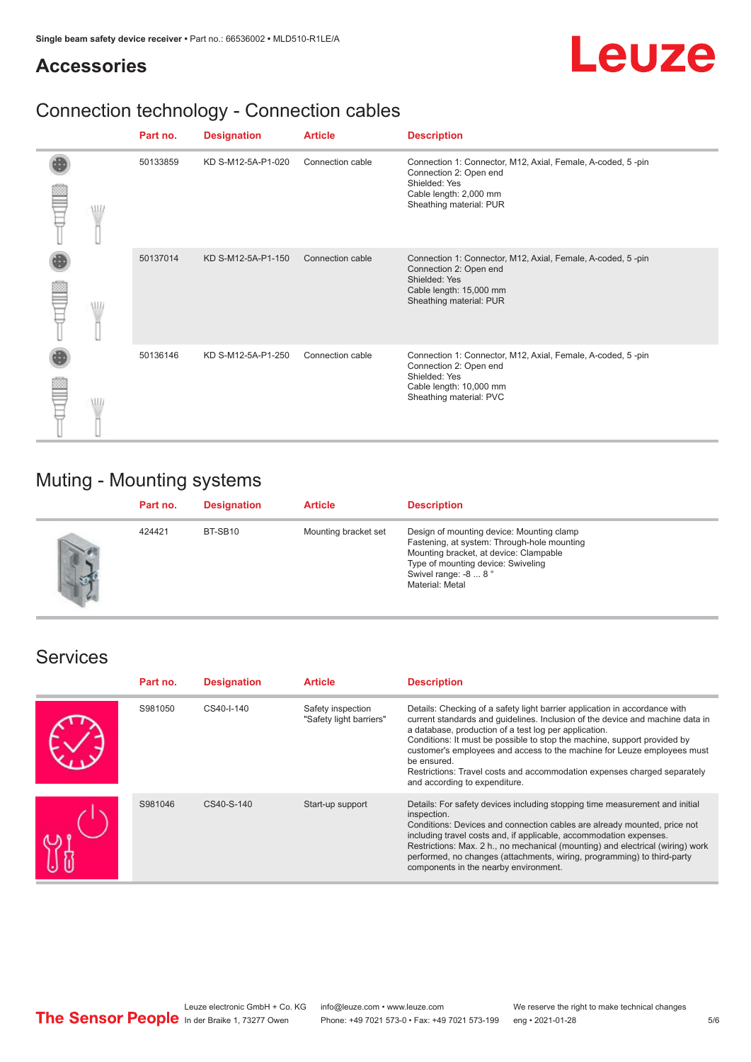# Accessories

## Connection technology - Connection cables

| Part no. | Designation | Article | Description |
|---|---|---|---|
| 50133859 | KD S-M12-5A-P1-020 | Connection cable | Connection 1: Connector, M12, Axial, Female, A-coded, 5 -pin<br>Connection 2: Open end<br>Shielded: Yes<br>Cable length: 2,000 mm<br>Sheathing material: PUR |
| 50137014 | KD S-M12-5A-P1-150 | Connection cable | Connection 1: Connector, M12, Axial, Female, A-coded, 5 -pin<br>Connection 2: Open end<br>Shielded: Yes<br>Cable length: 15,000 mm<br>Sheathing material: PUR |
| 50136146 | KD S-M12-5A-P1-250 | Connection cable | Connection 1: Connector, M12, Axial, Female, A-coded, 5 -pin<br>Connection 2: Open end<br>Shielded: Yes<br>Cable length: 10,000 mm<br>Sheathing material: PVC |

## Muting - Mounting systems

| Part no. | Designation | Article | Description |
|---|---|---|---|
| 424421 | BT-SB10 | Mounting bracket set | Design of mounting device: Mounting clamp<br>Fastening, at system: Through-hole mounting<br>Mounting bracket, at device: Clampable<br>Type of mounting device: Swiveling<br>Swivel range: -8 ... 8 °<br>Material: Metal |

## Services

| Part no. | Designation | Article | Description |
|---|---|---|---|
| S981050 | CS40-I-140 | Safety inspection "Safety light barriers" | Details: Checking of a safety light barrier application in accordance with current standards and guidelines. Inclusion of the device and machine data in a database, production of a test log per application.<br>Conditions: It must be possible to stop the machine, support provided by customer's employees and access to the machine for Leuze employees must be ensured.<br>Restrictions: Travel costs and accommodation expenses charged separately and according to expenditure. |
| S981046 | CS40-S-140 | Start-up support | Details: For safety devices including stopping time measurement and initial inspection.<br>Conditions: Devices and connection cables are already mounted, price not including travel costs and, if applicable, accommodation expenses.<br>Restrictions: Max. 2 h., no mechanical (mounting) and electrical (wiring) work performed, no changes (attachments, wiring, programming) to third-party components in the nearby environment. |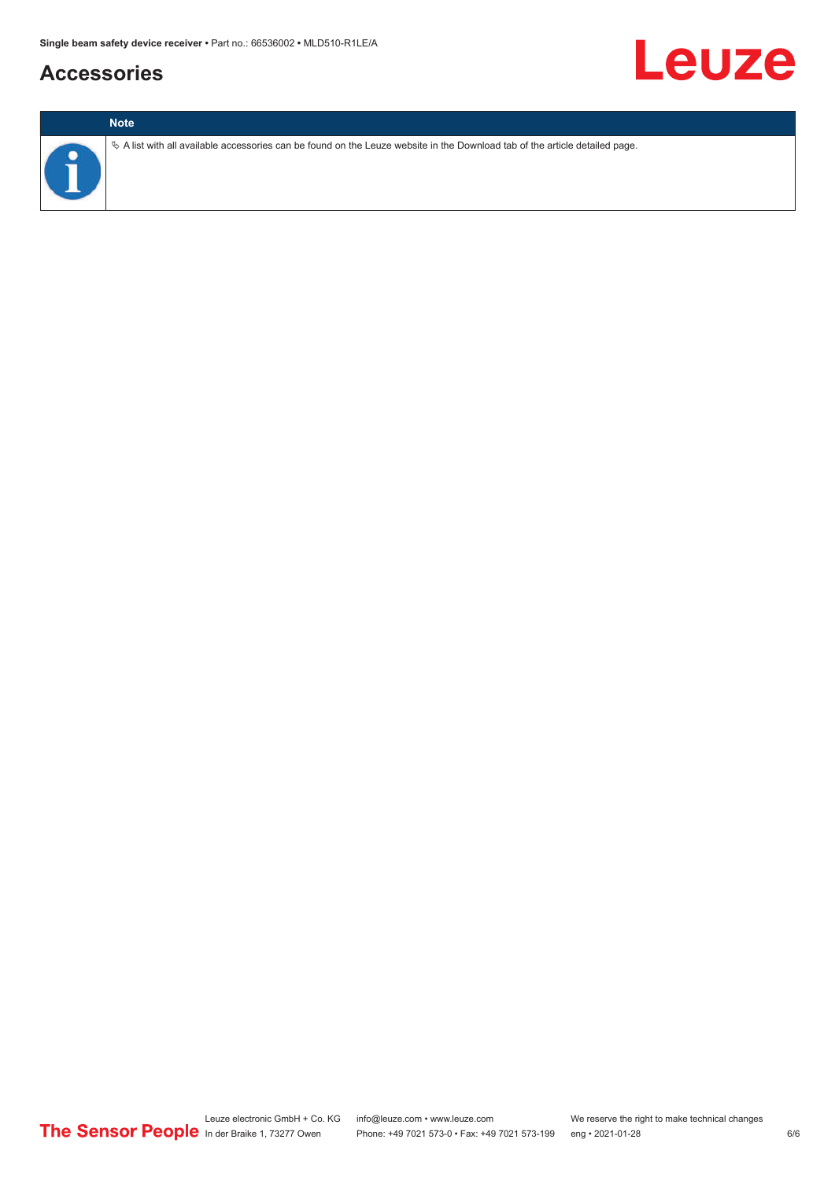## Accessories

| | Note |
|---|---|
| | ✎ A list with all available accessories can be found on the Leuze website in the Download tab of the article detailed page. |